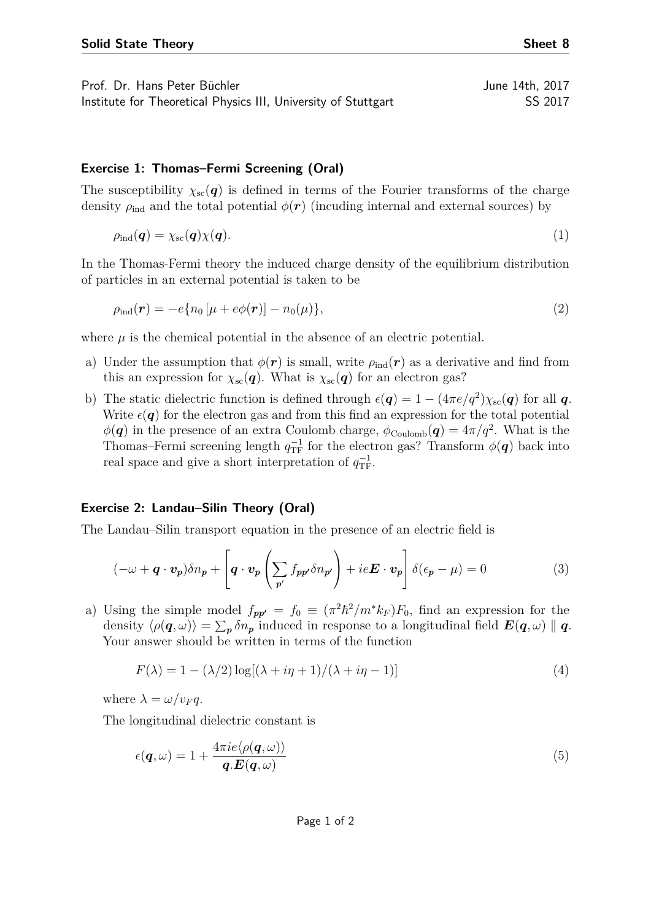**Solid State Theory** **Sheet 8**

Prof. Dr. Hans Peter Büchler June 14th, 2017
Institute for Theoretical Physics III, University of Stuttgart SS 2017

### Exercise 1: Thomas–Fermi Screening (Oral)

The susceptibility $\chi_{\text{sc}}(\boldsymbol{q})$ is defined in terms of the Fourier transforms of the charge density $\rho_{\text{ind}}$ and the total potential $\phi(\boldsymbol{r})$ (incuding internal and external sources) by

$$\rho_{\text{ind}}(\boldsymbol{q}) = \chi_{\text{sc}}(\boldsymbol{q})\chi(\boldsymbol{q}). \tag{1}$$

In the Thomas-Fermi theory the induced charge density of the equilibrium distribution of particles in an external potential is taken to be

$$\rho_{\text{ind}}(\boldsymbol{r}) = -e\{n_0\,[\mu + e\phi(\boldsymbol{r})] - n_0(\mu)\}, \tag{2}$$

where $\mu$ is the chemical potential in the absence of an electric potential.

a) Under the assumption that $\phi(\boldsymbol{r})$ is small, write $\rho_{\text{ind}}(\boldsymbol{r})$ as a derivative and find from this an expression for $\chi_{\text{sc}}(\boldsymbol{q})$. What is $\chi_{\text{sc}}(\boldsymbol{q})$ for an electron gas?

b) The static dielectric function is defined through $\epsilon(\boldsymbol{q}) = 1 - (4\pi e/q^2)\chi_{\text{sc}}(\boldsymbol{q})$ for all $\boldsymbol{q}$. Write $\epsilon(\boldsymbol{q})$ for the electron gas and from this find an expression for the total potential $\phi(\boldsymbol{q})$ in the presence of an extra Coulomb charge, $\phi_{\text{Coulomb}}(\boldsymbol{q}) = 4\pi/q^2$. What is the Thomas–Fermi screening length $q_{\text{TF}}^{-1}$ for the electron gas? Transform $\phi(\boldsymbol{q})$ back into real space and give a short interpretation of $q_{\text{TF}}^{-1}$.

### Exercise 2: Landau–Silin Theory (Oral)

The Landau–Silin transport equation in the presence of an electric field is

$$(-\omega + \boldsymbol{q}\cdot\boldsymbol{v}_{\boldsymbol{p}})\delta n_{\boldsymbol{p}} + \left[\boldsymbol{q}\cdot\boldsymbol{v}_{\boldsymbol{p}}\left(\sum_{\boldsymbol{p}'} f_{\boldsymbol{p}\boldsymbol{p}'}\delta n_{\boldsymbol{p}'}\right) + ie\boldsymbol{E}\cdot\boldsymbol{v}_{\boldsymbol{p}}\right]\delta(\epsilon_{\boldsymbol{p}} - \mu) = 0 \tag{3}$$

a) Using the simple model $f_{\boldsymbol{p}\boldsymbol{p}'} = f_0 \equiv (\pi^2\hbar^2/m^* k_F)F_0$, find an expression for the density $\langle\rho(\boldsymbol{q},\omega)\rangle = \sum_{\boldsymbol{p}} \delta n_{\boldsymbol{p}}$ induced in response to a longitudinal field $\boldsymbol{E}(\boldsymbol{q},\omega) \parallel \boldsymbol{q}$. Your answer should be written in terms of the function

$$F(\lambda) = 1 - (\lambda/2)\log[(\lambda + i\eta + 1)/(\lambda + i\eta - 1)] \tag{4}$$

where $\lambda = \omega/v_F q$.

The longitudinal dielectric constant is

$$\epsilon(\boldsymbol{q},\omega) = 1 + \frac{4\pi ie\langle\rho(\boldsymbol{q},\omega)\rangle}{\boldsymbol{q}.\boldsymbol{E}(\boldsymbol{q},\omega)} \tag{5}$$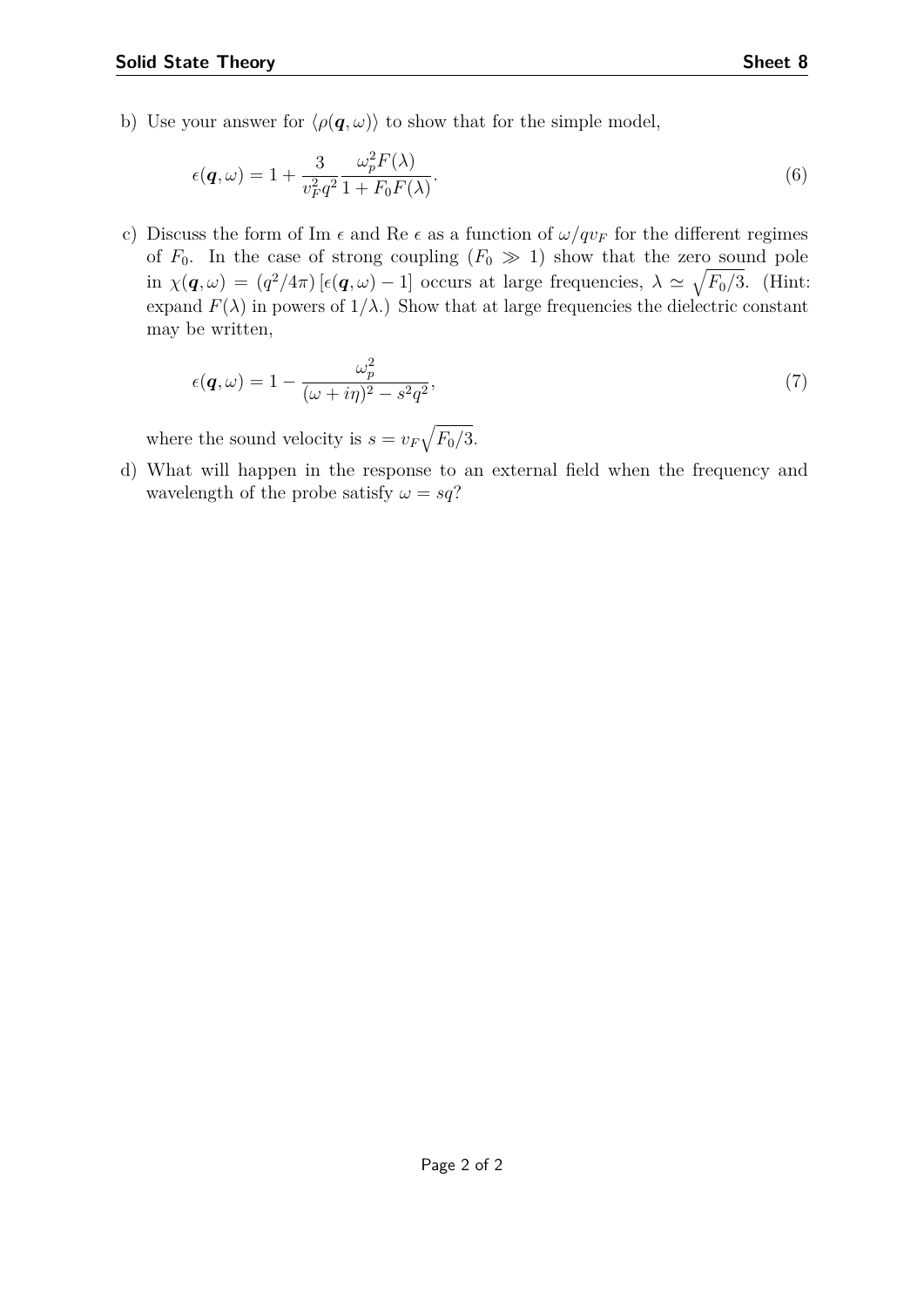b) Use your answer for $\langle \rho(\boldsymbol{q}, \omega) \rangle$ to show that for the simple model,

$$\epsilon(\boldsymbol{q}, \omega) = 1 + \frac{3}{v_F^2 q^2} \frac{\omega_p^2 F(\lambda)}{1 + F_0 F(\lambda)}. \tag{6}$$

c) Discuss the form of Im $\epsilon$ and Re $\epsilon$ as a function of $\omega / q v_F$ for the different regimes of $F_0$. In the case of strong coupling ($F_0 \gg 1$) show that the zero sound pole in $\chi(\boldsymbol{q}, \omega) = (q^2/4\pi)\,[\epsilon(\boldsymbol{q}, \omega) - 1]$ occurs at large frequencies, $\lambda \simeq \sqrt{F_0/3}$. (Hint: expand $F(\lambda)$ in powers of $1/\lambda$.) Show that at large frequencies the dielectric constant may be written,

$$\epsilon(\boldsymbol{q}, \omega) = 1 - \frac{\omega_p^2}{(\omega + i\eta)^2 - s^2 q^2}, \tag{7}$$

where the sound velocity is $s = v_F \sqrt{F_0/3}$.

d) What will happen in the response to an external field when the frequency and wavelength of the probe satisfy $\omega = sq$?